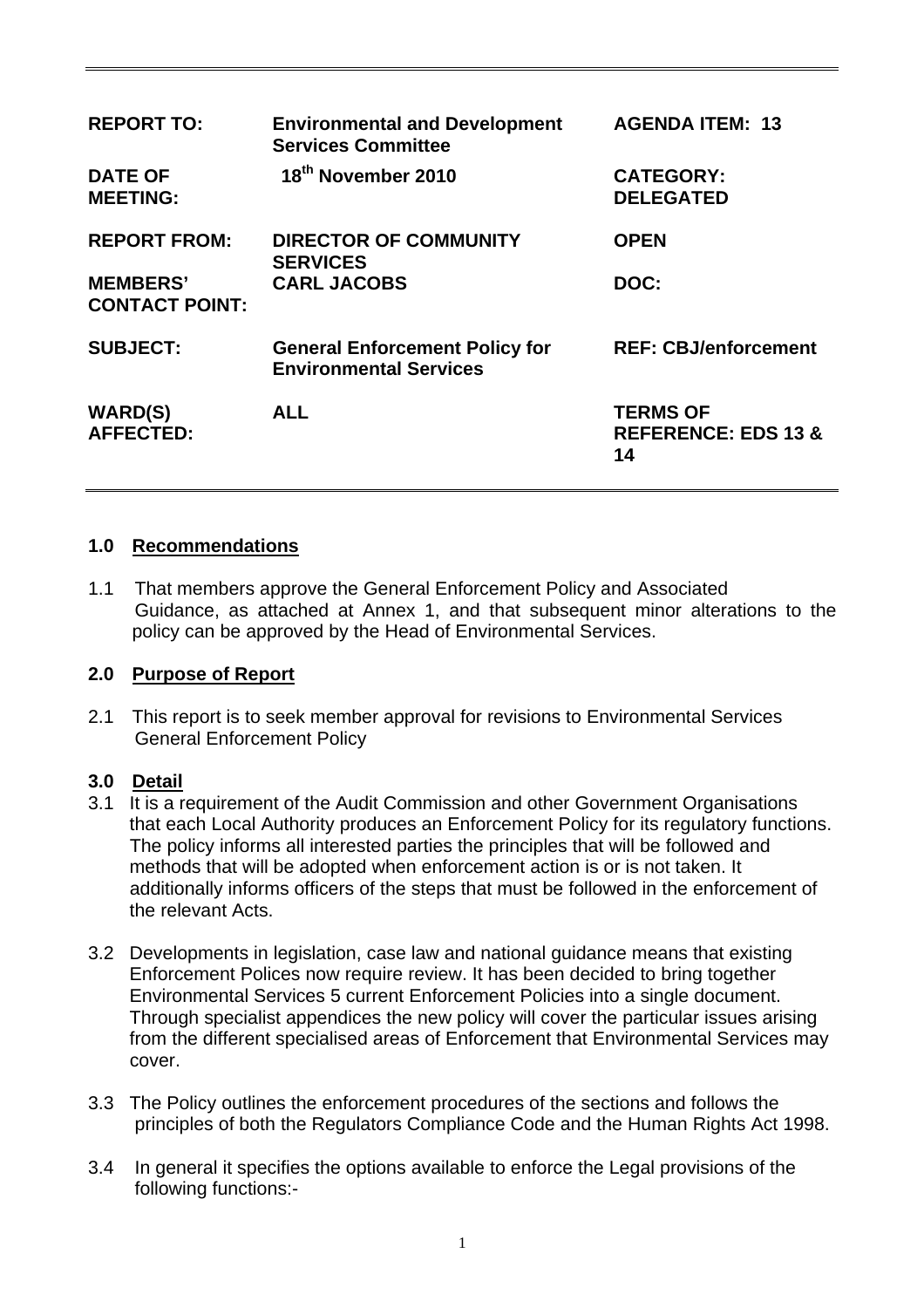| REPORT TO: | Environmental and Development Services Committee | AGENDA ITEM: 13 |
|---|---|---|
| DATE OF MEETING: | 18th November 2010 | CATEGORY: DELEGATED |
| REPORT FROM: | DIRECTOR OF COMMUNITY SERVICES | OPEN |
| MEMBERS' CONTACT POINT: | CARL JACOBS | DOC: |
| SUBJECT: | General Enforcement Policy for Environmental Services | REF: CBJ/enforcement |
| WARD(S) AFFECTED: | ALL | TERMS OF REFERENCE: EDS 13 & 14 |

## 1.0 Recommendations

1.1 That members approve the General Enforcement Policy and Associated Guidance, as attached at Annex 1, and that subsequent minor alterations to the policy can be approved by the Head of Environmental Services.

## 2.0 Purpose of Report

2.1 This report is to seek member approval for revisions to Environmental Services General Enforcement Policy

## 3.0 Detail

3.1 It is a requirement of the Audit Commission and other Government Organisations that each Local Authority produces an Enforcement Policy for its regulatory functions. The policy informs all interested parties the principles that will be followed and methods that will be adopted when enforcement action is or is not taken. It additionally informs officers of the steps that must be followed in the enforcement of the relevant Acts.

3.2 Developments in legislation, case law and national guidance means that existing Enforcement Polices now require review. It has been decided to bring together Environmental Services 5 current Enforcement Policies into a single document. Through specialist appendices the new policy will cover the particular issues arising from the different specialised areas of Enforcement that Environmental Services may cover.

3.3 The Policy outlines the enforcement procedures of the sections and follows the principles of both the Regulators Compliance Code and the Human Rights Act 1998.

3.4 In general it specifies the options available to enforce the Legal provisions of the following functions:-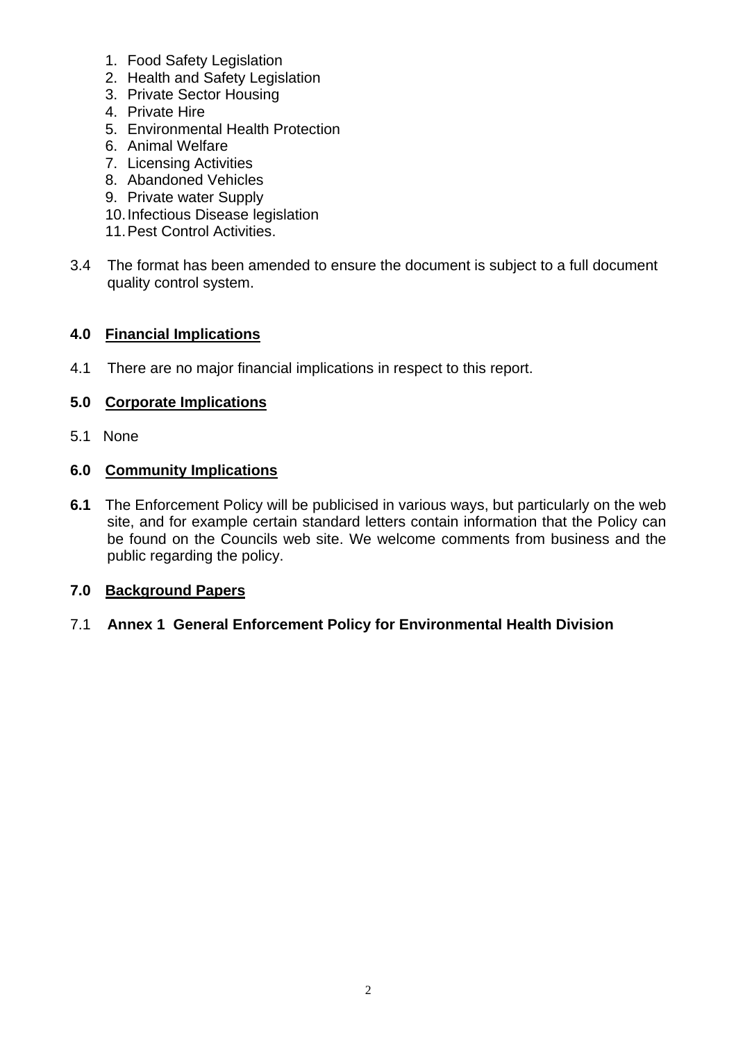1. Food Safety Legislation
2. Health and Safety Legislation
3. Private Sector Housing
4. Private Hire
5. Environmental Health Protection
6. Animal Welfare
7. Licensing Activities
8. Abandoned Vehicles
9. Private water Supply
10. Infectious Disease legislation
11. Pest Control Activities.

3.4 The format has been amended to ensure the document is subject to a full document quality control system.

## 4.0 Financial Implications

4.1 There are no major financial implications in respect to this report.

## 5.0 Corporate Implications

5.1 None

## 6.0 Community Implications

**6.1** The Enforcement Policy will be publicised in various ways, but particularly on the web site, and for example certain standard letters contain information that the Policy can be found on the Councils web site. We welcome comments from business and the public regarding the policy.

## 7.0 Background Papers

7.1 **Annex 1 General Enforcement Policy for Environmental Health Division**